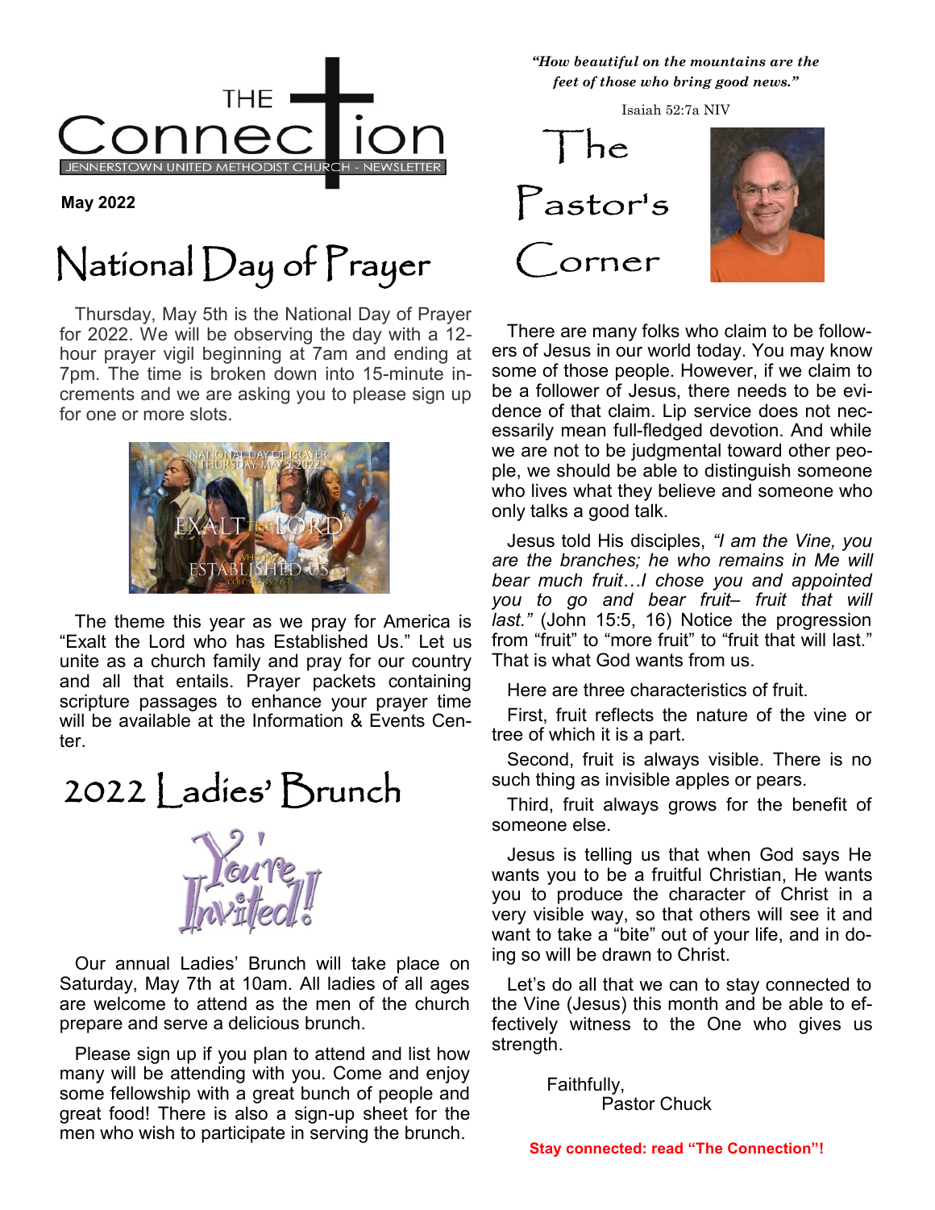# THE Connection

JENNERSTOWN UNITED METHODIST CHURCH - NEWSLETTER

**May 2022**

## National Day of Prayer

Thursday, May 5th is the National Day of Prayer for 2022. We will be observing the day with a 12-hour prayer vigil beginning at 7am and ending at 7pm. The time is broken down into 15-minute increments and we are asking you to please sign up for one or more slots.

The theme this year as we pray for America is "Exalt the Lord who has Established Us." Let us unite as a church family and pray for our country and all that entails. Prayer packets containing scripture passages to enhance your prayer time will be available at the Information & Events Center.

## 2022 Ladies' Brunch

You're Invited!

Our annual Ladies' Brunch will take place on Saturday, May 7th at 10am. All ladies of all ages are welcome to attend as the men of the church prepare and serve a delicious brunch.

Please sign up if you plan to attend and list how many will be attending with you. Come and enjoy some fellowship with a great bunch of people and great food! There is also a sign-up sheet for the men who wish to participate in serving the brunch.

***"How beautiful on the mountains are the feet of those who bring good news."***

Isaiah 52:7a NIV

## The Pastor's Corner

There are many folks who claim to be followers of Jesus in our world today. You may know some of those people. However, if we claim to be a follower of Jesus, there needs to be evidence of that claim. Lip service does not necessarily mean full-fledged devotion. And while we are not to be judgmental toward other people, we should be able to distinguish someone who lives what they believe and someone who only talks a good talk.

Jesus told His disciples, *"I am the Vine, you are the branches; he who remains in Me will bear much fruit…I chose you and appointed you to go and bear fruit– fruit that will last."* (John 15:5, 16) Notice the progression from "fruit" to "more fruit" to "fruit that will last." That is what God wants from us.

Here are three characteristics of fruit.

First, fruit reflects the nature of the vine or tree of which it is a part.

Second, fruit is always visible. There is no such thing as invisible apples or pears.

Third, fruit always grows for the benefit of someone else.

Jesus is telling us that when God says He wants you to be a fruitful Christian, He wants you to produce the character of Christ in a very visible way, so that others will see it and want to take a "bite" out of your life, and in doing so will be drawn to Christ.

Let's do all that we can to stay connected to the Vine (Jesus) this month and be able to effectively witness to the One who gives us strength.

Faithfully,
Pastor Chuck

**Stay connected: read "The Connection"!**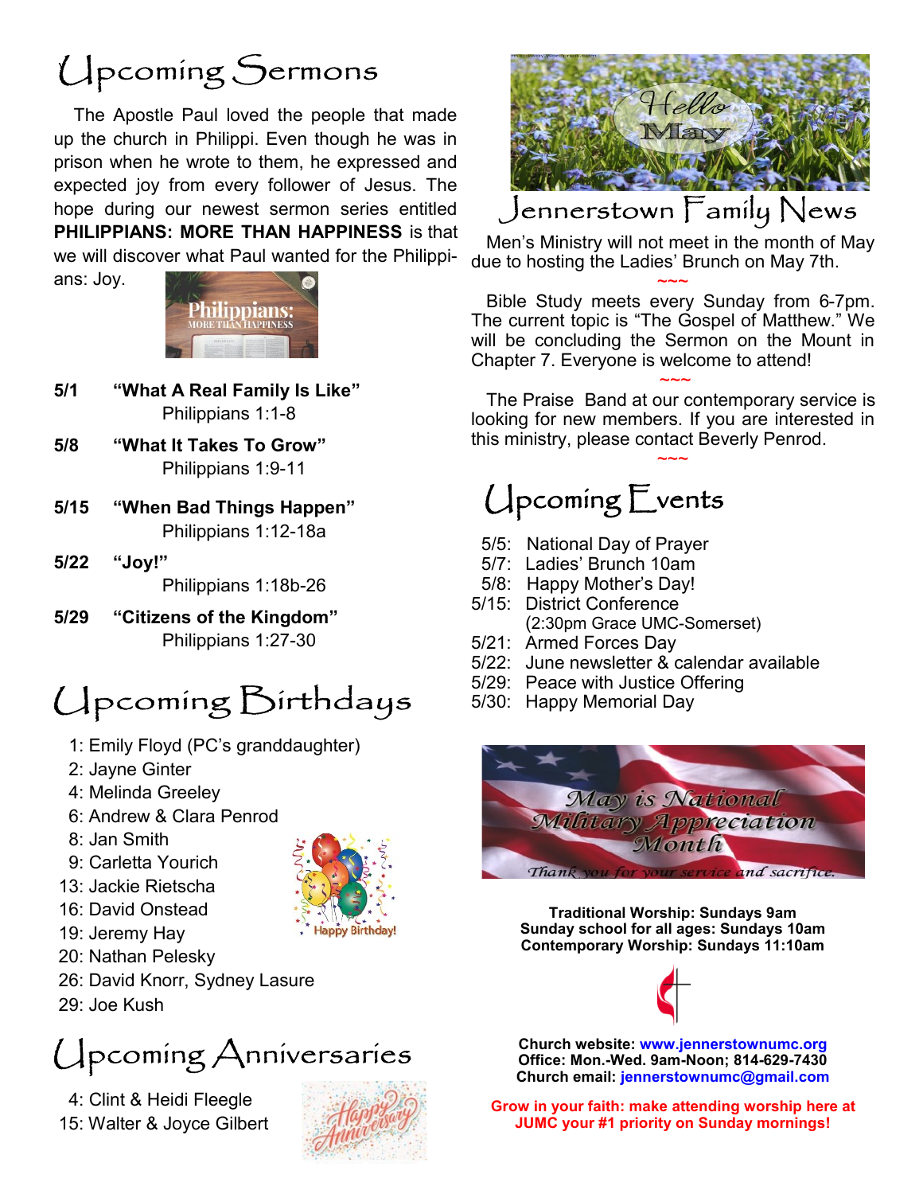# Upcoming Sermons

The Apostle Paul loved the people that made up the church in Philippi. Even though he was in prison when he wrote to them, he expressed and expected joy from every follower of Jesus. The hope during our newest sermon series entitled **PHILIPPIANS: MORE THAN HAPPINESS** is that we will discover what Paul wanted for the Philippians: Joy.

**5/1** **"What A Real Family Is Like"**
Philippians 1:1-8

**5/8** **"What It Takes To Grow"**
Philippians 1:9-11

**5/15** **"When Bad Things Happen"**
Philippians 1:12-18a

**5/22** **"Joy!"**
Philippians 1:18b-26

**5/29** **"Citizens of the Kingdom"**
Philippians 1:27-30

# Upcoming Birthdays

1: Emily Floyd (PC's granddaughter)
2: Jayne Ginter
4: Melinda Greeley
6: Andrew & Clara Penrod
8: Jan Smith
9: Carletta Yourich
13: Jackie Rietscha
16: David Onstead
19: Jeremy Hay
20: Nathan Pelesky
26: David Knorr, Sydney Lasure
29: Joe Kush

# Upcoming Anniversaries

4: Clint & Heidi Fleegle
15: Walter & Joyce Gilbert

# Jennerstown Family News

Men's Ministry will not meet in the month of May due to hosting the Ladies' Brunch on May 7th.

~~~

Bible Study meets every Sunday from 6-7pm. The current topic is "The Gospel of Matthew." We will be concluding the Sermon on the Mount in Chapter 7. Everyone is welcome to attend!

~~~

The Praise Band at our contemporary service is looking for new members. If you are interested in this ministry, please contact Beverly Penrod.

~~~

# Upcoming Events

5/5: National Day of Prayer
5/7: Ladies' Brunch 10am
5/8: Happy Mother's Day!
5/15: District Conference
(2:30pm Grace UMC-Somerset)
5/21: Armed Forces Day
5/22: June newsletter & calendar available
5/29: Peace with Justice Offering
5/30: Happy Memorial Day

May is National Military Appreciation Month
Thank you for your service and sacrifice.

**Traditional Worship: Sundays 9am**
**Sunday school for all ages: Sundays 10am**
**Contemporary Worship: Sundays 11:10am**

**Church website: www.jennerstownumc.org**
**Office: Mon.-Wed. 9am-Noon; 814-629-7430**
**Church email: jennerstownumc@gmail.com**

**Grow in your faith: make attending worship here at JUMC your #1 priority on Sunday mornings!**